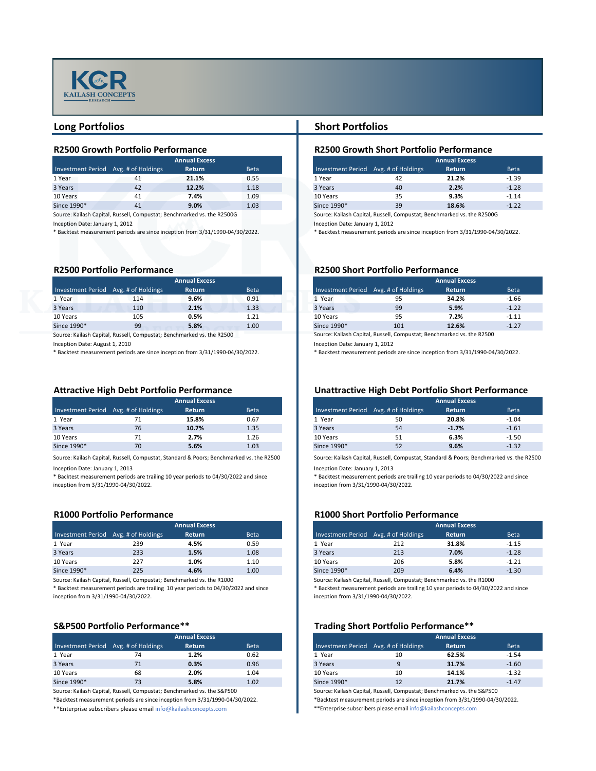KCR KAILASH CONCEPTS RESEARCH

## Long Portfolios

### R2500 Growth Portfolio Performance

| Investment Period | Avg. # of Holdings | Annual Excess Return | Beta |
|---|---|---|---|
| 1 Year | 41 | **21.1%** | 0.55 |
| 3 Years | 42 | **12.2%** | 1.18 |
| 10 Years | 41 | **7.4%** | 1.09 |
| Since 1990* | 41 | **9.0%** | 1.03 |

Source: Kailash Capital, Russell, Compustat; Benchmarked vs. the R2500G

Inception Date: January 1, 2012

* Backtest measurement periods are since inception from 3/31/1990-04/30/2022.

### R2500 Portfolio Performance

| Investment Period | Avg. # of Holdings | Annual Excess Return | Beta |
|---|---|---|---|
| 1 Year | 114 | **9.6%** | 0.91 |
| 3 Years | 110 | **2.1%** | 1.33 |
| 10 Years | 105 | **0.5%** | 1.21 |
| Since 1990* | 99 | **5.8%** | 1.00 |

Source: Kailash Capital, Russell, Compustat; Benchmarked vs. the R2500

Inception Date: August 1, 2010

* Backtest measurement periods are since inception from 3/31/1990-04/30/2022.

### Attractive High Debt Portfolio Performance

| Investment Period | Avg. # of Holdings | Annual Excess Return | Beta |
|---|---|---|---|
| 1 Year | 71 | **15.8%** | 0.67 |
| 3 Years | 76 | **10.7%** | 1.35 |
| 10 Years | 71 | **2.7%** | 1.26 |
| Since 1990* | 70 | **5.6%** | 1.03 |

Source: Kailash Capital, Russell, Compustat, Standard & Poors; Benchmarked vs. the R2500

Inception Date: January 1, 2013

* Backtest measurement periods are trailing 10 year periods to 04/30/2022 and since inception from 3/31/1990-04/30/2022.

### R1000 Portfolio Performance

| Investment Period | Avg. # of Holdings | Annual Excess Return | Beta |
|---|---|---|---|
| 1 Year | 239 | **4.5%** | 0.59 |
| 3 Years | 233 | **1.5%** | 1.08 |
| 10 Years | 227 | **1.0%** | 1.10 |
| Since 1990* | 225 | **4.6%** | 1.00 |

Source: Kailash Capital, Russell, Compustat; Benchmarked vs. the R1000

* Backtest measurement periods are trailing 10 year periods to 04/30/2022 and since inception from 3/31/1990-04/30/2022.

### S&P500 Portfolio Performance**

| Investment Period | Avg. # of Holdings | Annual Excess Return | Beta |
|---|---|---|---|
| 1 Year | 74 | **1.2%** | 0.62 |
| 3 Years | 71 | **0.3%** | 0.96 |
| 10 Years | 68 | **2.0%** | 1.04 |
| Since 1990* | 73 | **5.8%** | 1.02 |

Source: Kailash Capital, Russell, Compustat; Benchmarked vs. the S&P500

*Backtest measurement periods are since inception from 3/31/1990-04/30/2022.

**Enterprise subscribers please email info@kailashconcepts.com

## Short Portfolios

### R2500 Growth Short Portfolio Performance

| Investment Period | Avg. # of Holdings | Annual Excess Return | Beta |
|---|---|---|---|
| 1 Year | 42 | **21.2%** | -1.39 |
| 3 Years | 40 | **2.2%** | -1.28 |
| 10 Years | 35 | **9.3%** | -1.14 |
| Since 1990* | 39 | **18.6%** | -1.22 |

Source: Kailash Capital, Russell, Compustat; Benchmarked vs. the R2500G

Inception Date: January 1, 2012

* Backtest measurement periods are since inception from 3/31/1990-04/30/2022.

### R2500 Short Portfolio Performance

| Investment Period | Avg. # of Holdings | Annual Excess Return | Beta |
|---|---|---|---|
| 1 Year | 95 | **34.2%** | -1.66 |
| 3 Years | 99 | **5.9%** | -1.22 |
| 10 Years | 95 | **7.2%** | -1.11 |
| Since 1990* | 101 | **12.6%** | -1.27 |

Source: Kailash Capital, Russell, Compustat; Benchmarked vs. the R2500

Inception Date: January 1, 2012

* Backtest measurement periods are since inception from 3/31/1990-04/30/2022.

### Unattractive High Debt Portfolio Short Performance

| Investment Period | Avg. # of Holdings | Annual Excess Return | Beta |
|---|---|---|---|
| 1 Year | 50 | **20.8%** | -1.04 |
| 3 Years | 54 | **-1.7%** | -1.61 |
| 10 Years | 51 | **6.3%** | -1.50 |
| Since 1990* | 52 | **9.6%** | -1.32 |

Source: Kailash Capital, Russell, Compustat, Standard & Poors; Benchmarked vs. the R2500

Inception Date: January 1, 2013

* Backtest measurement periods are trailing 10 year periods to 04/30/2022 and since inception from 3/31/1990-04/30/2022.

### R1000 Short Portfolio Performance

| Investment Period | Avg. # of Holdings | Annual Excess Return | Beta |
|---|---|---|---|
| 1 Year | 212 | **31.8%** | -1.15 |
| 3 Years | 213 | **7.0%** | -1.28 |
| 10 Years | 206 | **5.8%** | -1.21 |
| Since 1990* | 209 | **6.4%** | -1.30 |

Source: Kailash Capital, Russell, Compustat; Benchmarked vs. the R1000

* Backtest measurement periods are trailing 10 year periods to 04/30/2022 and since inception from 3/31/1990-04/30/2022.

### Trading Short Portfolio Performance**

| Investment Period | Avg. # of Holdings | Annual Excess Return | Beta |
|---|---|---|---|
| 1 Year | 10 | **62.5%** | -1.54 |
| 3 Years | 9 | **31.7%** | -1.60 |
| 10 Years | 10 | **14.1%** | -1.32 |
| Since 1990* | 12 | **21.7%** | -1.47 |

Source: Kailash Capital, Russell, Compustat; Benchmarked vs. the S&P500

*Backtest measurement periods are since inception from 3/31/1990-04/30/2022.

**Enterprise subscribers please email info@kailashconcepts.com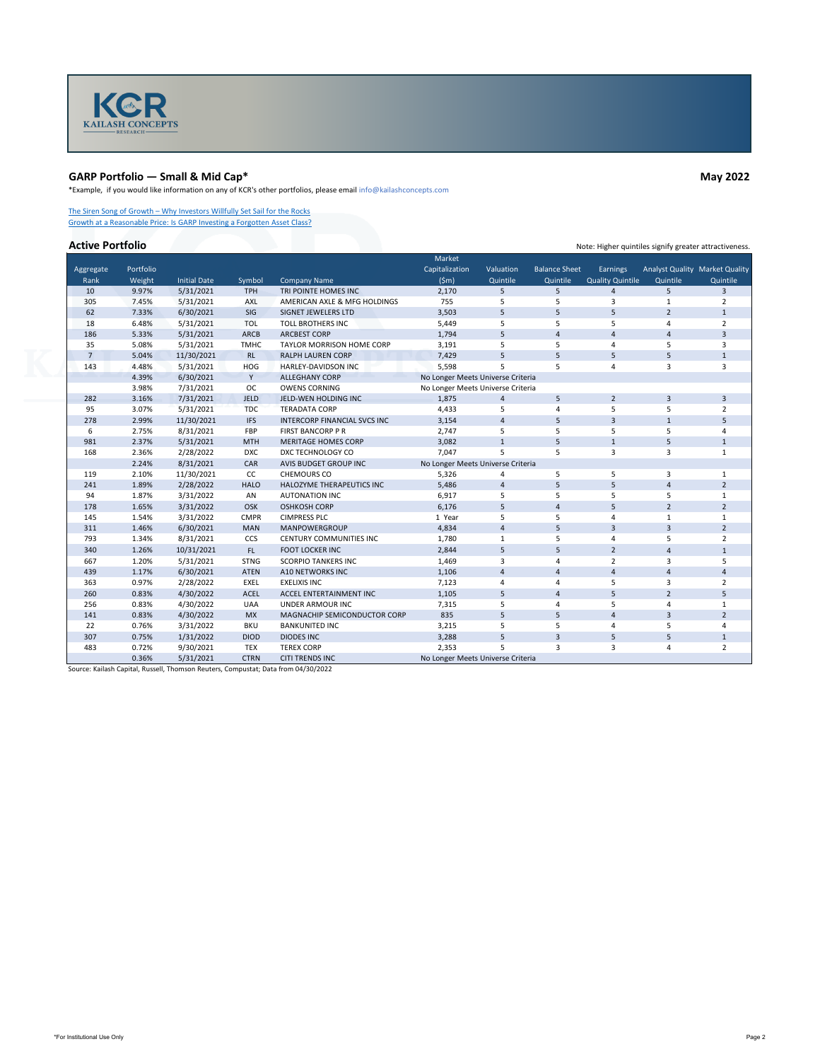## GARP Portfolio — Small & Mid Cap*

**May 2022**

*Example, if you would like information on any of KCR's other portfolios, please email info@kailashconcepts.com

The Siren Song of Growth – Why Investors Willfully Set Sail for the Rocks

Growth at a Reasonable Price: Is GARP Investing a Forgotten Asset Class?

### Active Portfolio

Note: Higher quintiles signify greater attractiveness.

| Aggregate Rank | Portfolio Weight | Initial Date | Symbol | Company Name | Market Capitalization ($m) | Valuation Quintile | Balance Sheet Quintile | Earnings Quality Quintile | Analyst Quality Quintile | Market Quality Quintile |
|---|---|---|---|---|---|---|---|---|---|---|
| 10 | 9.97% | 5/31/2021 | TPH | TRI POINTE HOMES INC | 2,170 | 5 | 5 | 4 | 5 | 3 |
| 305 | 7.45% | 5/31/2021 | AXL | AMERICAN AXLE & MFG HOLDINGS | 755 | 5 | 5 | 3 | 1 | 2 |
| 62 | 7.33% | 6/30/2021 | SIG | SIGNET JEWELERS LTD | 3,503 | 5 | 5 | 5 | 2 | 1 |
| 18 | 6.48% | 5/31/2021 | TOL | TOLL BROTHERS INC | 5,449 | 5 | 5 | 5 | 4 | 2 |
| 186 | 5.33% | 5/31/2021 | ARCB | ARCBEST CORP | 1,794 | 5 | 4 | 4 | 4 | 3 |
| 35 | 5.08% | 5/31/2021 | TMHC | TAYLOR MORRISON HOME CORP | 3,191 | 5 | 5 | 4 | 5 | 3 |
| 7 | 5.04% | 11/30/2021 | RL | RALPH LAUREN CORP | 7,429 | 5 | 5 | 5 | 5 | 1 |
| 143 | 4.48% | 5/31/2021 | HOG | HARLEY-DAVIDSON INC | 5,598 | 5 | 5 | 4 | 3 | 3 |
| | 4.39% | 6/30/2021 | Y | ALLEGHANY CORP | No Longer Meets Universe Criteria | | | | | |
| | 3.98% | 7/31/2021 | OC | OWENS CORNING | No Longer Meets Universe Criteria | | | | | |
| 282 | 3.16% | 7/31/2021 | JELD | JELD-WEN HOLDING INC | 1,875 | 4 | 5 | 2 | 3 | 3 |
| 95 | 3.07% | 5/31/2021 | TDC | TERADATA CORP | 4,433 | 5 | 4 | 5 | 5 | 2 |
| 278 | 2.99% | 11/30/2021 | IFS | INTERCORP FINANCIAL SVCS INC | 3,154 | 4 | 5 | 3 | 1 | 5 |
| 6 | 2.75% | 8/31/2021 | FBP | FIRST BANCORP P R | 2,747 | 5 | 5 | 5 | 5 | 4 |
| 981 | 2.37% | 5/31/2021 | MTH | MERITAGE HOMES CORP | 3,082 | 1 | 5 | 1 | 5 | 1 |
| 168 | 2.36% | 2/28/2022 | DXC | DXC TECHNOLOGY CO | 7,047 | 5 | 5 | 3 | 3 | 1 |
| | 2.24% | 8/31/2021 | CAR | AVIS BUDGET GROUP INC | No Longer Meets Universe Criteria | | | | | |
| 119 | 2.10% | 11/30/2021 | CC | CHEMOURS CO | 5,326 | 4 | 5 | 5 | 3 | 1 |
| 241 | 1.89% | 2/28/2022 | HALO | HALOZYME THERAPEUTICS INC | 5,486 | 4 | 5 | 5 | 4 | 2 |
| 94 | 1.87% | 3/31/2022 | AN | AUTONATION INC | 6,917 | 5 | 5 | 5 | 5 | 1 |
| 178 | 1.65% | 3/31/2022 | OSK | OSHKOSH CORP | 6,176 | 5 | 4 | 5 | 2 | 2 |
| 145 | 1.54% | 3/31/2022 | CMPR | CIMPRESS PLC | 1 Year | 5 | 5 | 4 | 1 | 1 |
| 311 | 1.46% | 6/30/2021 | MAN | MANPOWERGROUP | 4,834 | 4 | 5 | 3 | 3 | 2 |
| 793 | 1.34% | 8/31/2021 | CCS | CENTURY COMMUNITIES INC | 1,780 | 1 | 5 | 4 | 5 | 2 |
| 340 | 1.26% | 10/31/2021 | FL | FOOT LOCKER INC | 2,844 | 5 | 5 | 2 | 4 | 1 |
| 667 | 1.20% | 5/31/2021 | STNG | SCORPIO TANKERS INC | 1,469 | 3 | 4 | 2 | 3 | 5 |
| 439 | 1.17% | 6/30/2021 | ATEN | A10 NETWORKS INC | 1,106 | 4 | 4 | 4 | 4 | 4 |
| 363 | 0.97% | 2/28/2022 | EXEL | EXELIXIS INC | 7,123 | 4 | 4 | 5 | 3 | 2 |
| 260 | 0.83% | 4/30/2022 | ACEL | ACCEL ENTERTAINMENT INC | 1,105 | 5 | 4 | 5 | 2 | 5 |
| 256 | 0.83% | 4/30/2022 | UAA | UNDER ARMOUR INC | 7,315 | 5 | 4 | 5 | 4 | 1 |
| 141 | 0.83% | 4/30/2022 | MX | MAGNACHIP SEMICONDUCTOR CORP | 835 | 5 | 5 | 4 | 3 | 2 |
| 22 | 0.76% | 3/31/2022 | BKU | BANKUNITED INC | 3,215 | 5 | 5 | 4 | 5 | 4 |
| 307 | 0.75% | 1/31/2022 | DIOD | DIODES INC | 3,288 | 5 | 3 | 5 | 5 | 1 |
| 483 | 0.72% | 9/30/2021 | TEX | TEREX CORP | 2,353 | 5 | 3 | 3 | 4 | 2 |
| | 0.36% | 5/31/2021 | CTRN | CITI TRENDS INC | No Longer Meets Universe Criteria | | | | | |

Source: Kailash Capital, Russell, Thomson Reuters, Compustat; Data from 04/30/2022

*For Institutional Use Only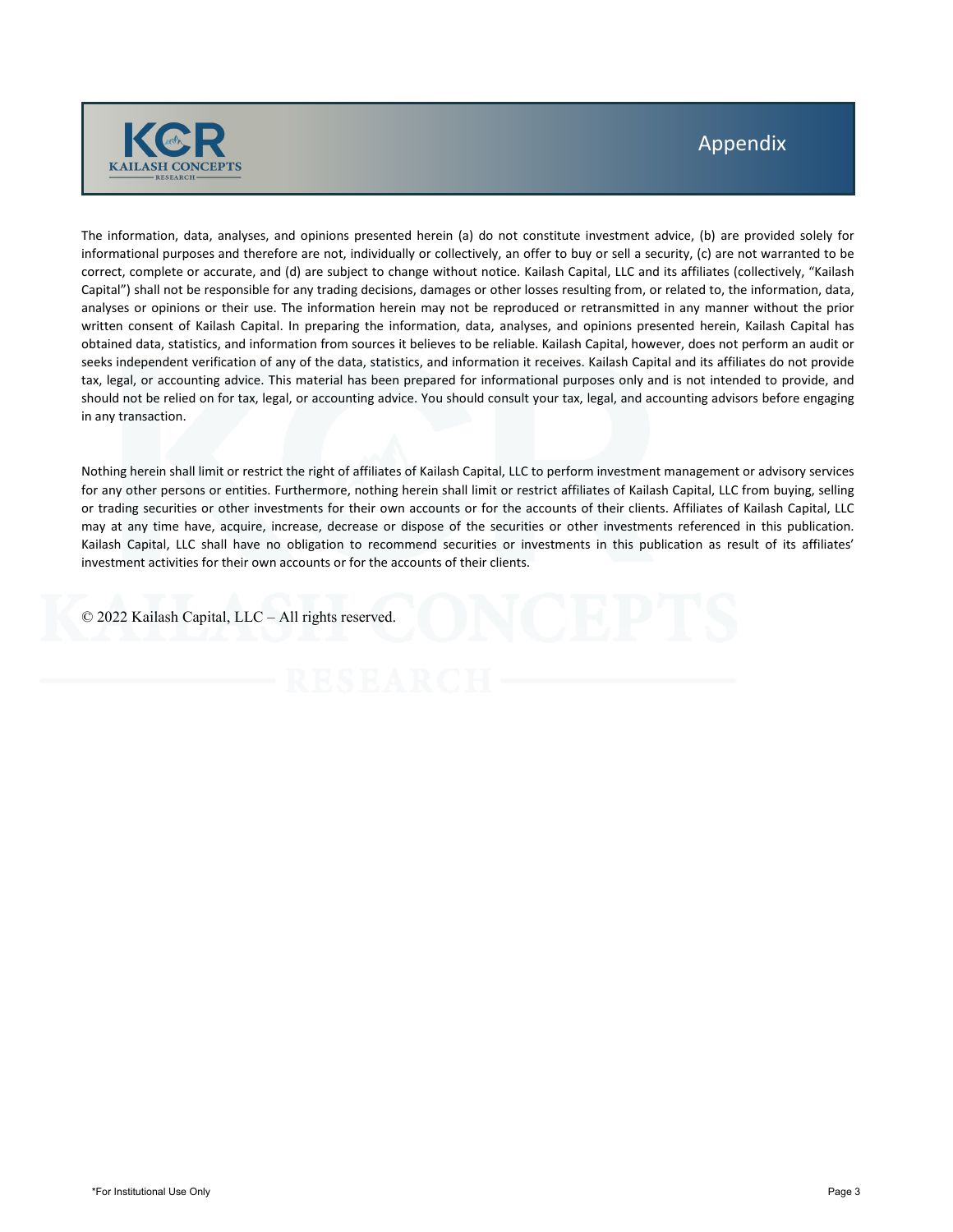# Appendix

The information, data, analyses, and opinions presented herein (a) do not constitute investment advice, (b) are provided solely for informational purposes and therefore are not, individually or collectively, an offer to buy or sell a security, (c) are not warranted to be correct, complete or accurate, and (d) are subject to change without notice. Kailash Capital, LLC and its affiliates (collectively, "Kailash Capital") shall not be responsible for any trading decisions, damages or other losses resulting from, or related to, the information, data, analyses or opinions or their use. The information herein may not be reproduced or retransmitted in any manner without the prior written consent of Kailash Capital. In preparing the information, data, analyses, and opinions presented herein, Kailash Capital has obtained data, statistics, and information from sources it believes to be reliable. Kailash Capital, however, does not perform an audit or seeks independent verification of any of the data, statistics, and information it receives. Kailash Capital and its affiliates do not provide tax, legal, or accounting advice. This material has been prepared for informational purposes only and is not intended to provide, and should not be relied on for tax, legal, or accounting advice. You should consult your tax, legal, and accounting advisors before engaging in any transaction.

Nothing herein shall limit or restrict the right of affiliates of Kailash Capital, LLC to perform investment management or advisory services for any other persons or entities. Furthermore, nothing herein shall limit or restrict affiliates of Kailash Capital, LLC from buying, selling or trading securities or other investments for their own accounts or for the accounts of their clients. Affiliates of Kailash Capital, LLC may at any time have, acquire, increase, decrease or dispose of the securities or other investments referenced in this publication. Kailash Capital, LLC shall have no obligation to recommend securities or investments in this publication as result of its affiliates' investment activities for their own accounts or for the accounts of their clients.

© 2022 Kailash Capital, LLC – All rights reserved.

*For Institutional Use Only